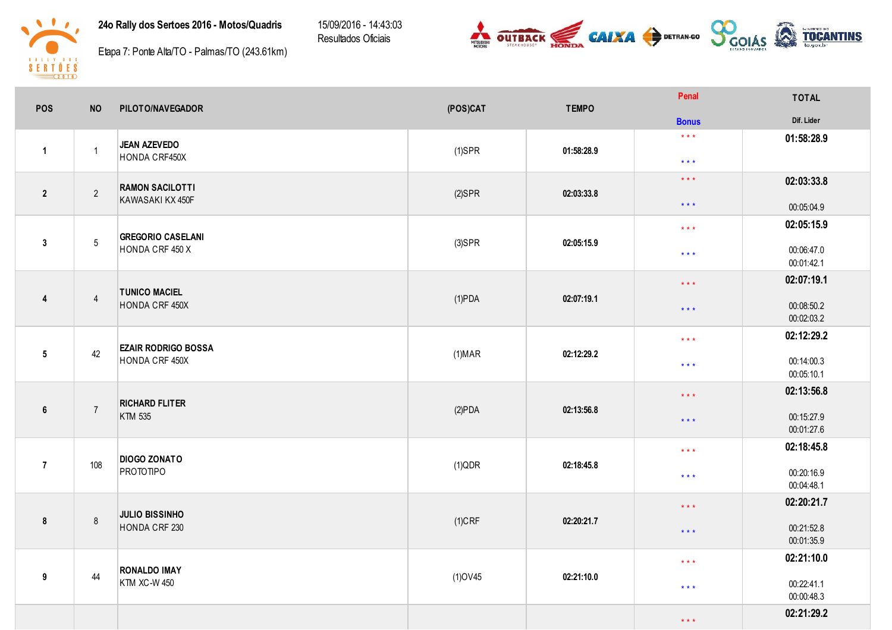**24o Rally dos Sertoes 2016 - Motos/Quadris**

Etapa 7: Ponte Alta/TO - Palmas/TO (243.61km)

15/09/2016 - 14:43:03
Resultados Oficiais

| POS | NO | PILOTO/NAVEGADOR | (POS)CAT | TEMPO | Penal / Bonus | TOTAL / Dif. Lider |
|---|---|---|---|---|---|---|
| 1 | 1 | **JEAN AZEVEDO** HONDA CRF450X | (1)SPR | 01:58:28.9 | * * * / * * * | **01:58:28.9** |
| 2 | 2 | **RAMON SACILOTTI** KAWASAKI KX 450F | (2)SPR | 02:03:33.8 | * * * / * * * | **02:03:33.8** 00:05:04.9 |
| 3 | 5 | **GREGORIO CASELANI** HONDA CRF 450 X | (3)SPR | 02:05:15.9 | * * * / * * * | **02:05:15.9** 00:06:47.0 00:01:42.1 |
| 4 | 4 | **TUNICO MACIEL** HONDA CRF 450X | (1)PDA | 02:07:19.1 | * * * / * * * | **02:07:19.1** 00:08:50.2 00:02:03.2 |
| 5 | 42 | **EZAIR RODRIGO BOSSA** HONDA CRF 450X | (1)MAR | 02:12:29.2 | * * * / * * * | **02:12:29.2** 00:14:00.3 00:05:10.1 |
| 6 | 7 | **RICHARD FLITER** KTM 535 | (2)PDA | 02:13:56.8 | * * * / * * * | **02:13:56.8** 00:15:27.9 00:01:27.6 |
| 7 | 108 | **DIOGO ZONATO** PROTOTIPO | (1)QDR | 02:18:45.8 | * * * / * * * | **02:18:45.8** 00:20:16.9 00:04:48.1 |
| 8 | 8 | **JULIO BISSINHO** HONDA CRF 230 | (1)CRF | 02:20:21.7 | * * * / * * * | **02:20:21.7** 00:21:52.8 00:01:35.9 |
| 9 | 44 | **RONALDO IMAY** KTM XC-W 450 | (1)OV45 | 02:21:10.0 | * * * / * * * | **02:21:10.0** 00:22:41.1 00:00:48.3 |
| | | | | | * * * | **02:21:29.2** |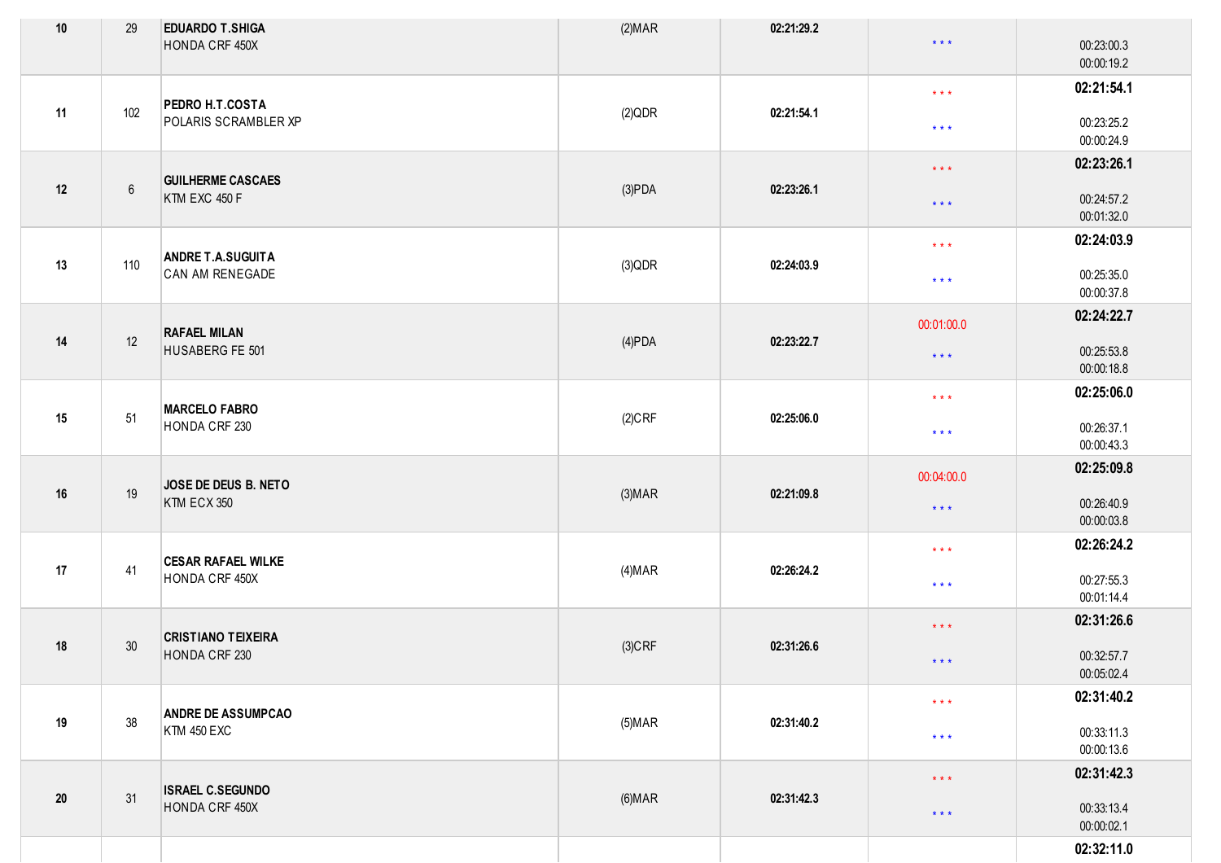| | | | | | | |
|---|---|---|---|---|---|---|
| 10 | 29 | **EDUARDO T.SHIGA**<br>HONDA CRF 450X | (2)MAR | **02:21:29.2** | * * * | 00:23:00.3<br>00:00:19.2 |
| 11 | 102 | **PEDRO H.T.COSTA**<br>POLARIS SCRAMBLER XP | (2)QDR | **02:21:54.1** | * * *<br>* * * | **02:21:54.1**<br>00:23:25.2<br>00:00:24.9 |
| 12 | 6 | **GUILHERME CASCAES**<br>KTM EXC 450 F | (3)PDA | **02:23:26.1** | * * *<br>* * * | **02:23:26.1**<br>00:24:57.2<br>00:01:32.0 |
| 13 | 110 | **ANDRE T.A.SUGUITA**<br>CAN AM RENEGADE | (3)QDR | **02:24:03.9** | * * *<br>* * * | **02:24:03.9**<br>00:25:35.0<br>00:00:37.8 |
| 14 | 12 | **RAFAEL MILAN**<br>HUSABERG FE 501 | (4)PDA | **02:23:22.7** | 00:01:00.0<br>* * * | **02:24:22.7**<br>00:25:53.8<br>00:00:18.8 |
| 15 | 51 | **MARCELO FABRO**<br>HONDA CRF 230 | (2)CRF | **02:25:06.0** | * * *<br>* * * | **02:25:06.0**<br>00:26:37.1<br>00:00:43.3 |
| 16 | 19 | **JOSE DE DEUS B. NETO**<br>KTM ECX 350 | (3)MAR | **02:21:09.8** | 00:04:00.0<br>* * * | **02:25:09.8**<br>00:26:40.9<br>00:00:03.8 |
| 17 | 41 | **CESAR RAFAEL WILKE**<br>HONDA CRF 450X | (4)MAR | **02:26:24.2** | * * *<br>* * * | **02:26:24.2**<br>00:27:55.3<br>00:01:14.4 |
| 18 | 30 | **CRISTIANO TEIXEIRA**<br>HONDA CRF 230 | (3)CRF | **02:31:26.6** | * * *<br>* * * | **02:31:26.6**<br>00:32:57.7<br>00:05:02.4 |
| 19 | 38 | **ANDRE DE ASSUMPCAO**<br>KTM 450 EXC | (5)MAR | **02:31:40.2** | * * *<br>* * * | **02:31:40.2**<br>00:33:11.3<br>00:00:13.6 |
| 20 | 31 | **ISRAEL C.SEGUNDO**<br>HONDA CRF 450X | (6)MAR | **02:31:42.3** | * * *<br>* * * | **02:31:42.3**<br>00:33:13.4<br>00:00:02.1 |
| | | | | | | **02:32:11.0** |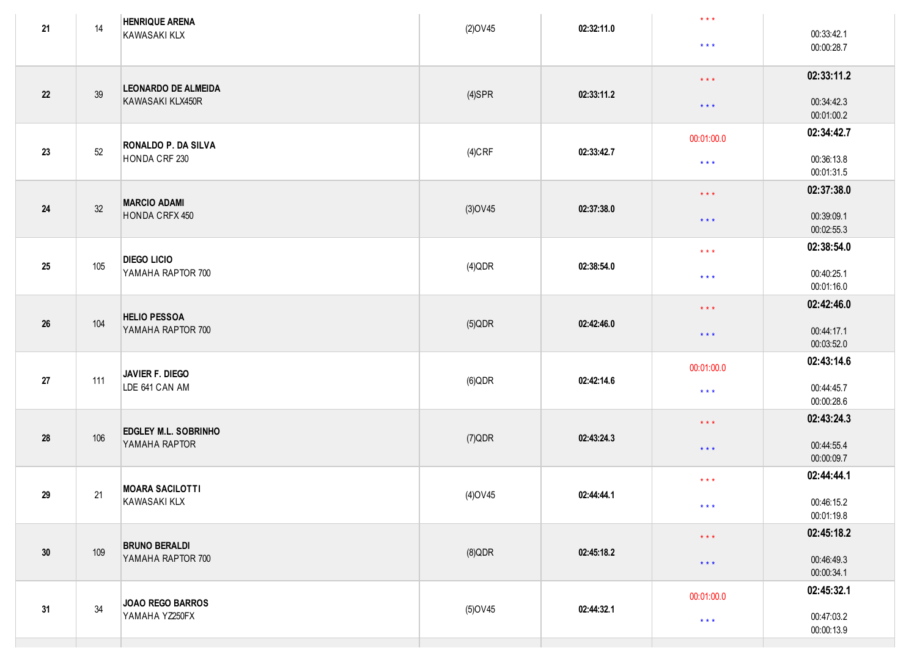| 21 | 14 | **HENRIQUE ARENA**<br>KAWASAKI KLX | (2)OV45 | **02:32:11.0** | * * *<br>* * * | 00:33:42.1<br>00:00:28.7 |
|---|---|---|---|---|---|---|
| 22 | 39 | **LEONARDO DE ALMEIDA**<br>KAWASAKI KLX450R | (4)SPR | **02:33:11.2** | * * *<br>* * * | **02:33:11.2**<br>00:34:42.3<br>00:01:00.2 |
| 23 | 52 | **RONALDO P. DA SILVA**<br>HONDA CRF 230 | (4)CRF | **02:33:42.7** | 00:01:00.0<br>* * * | **02:34:42.7**<br>00:36:13.8<br>00:01:31.5 |
| 24 | 32 | **MARCIO ADAMI**<br>HONDA CRFX 450 | (3)OV45 | **02:37:38.0** | * * *<br>* * * | **02:37:38.0**<br>00:39:09.1<br>00:02:55.3 |
| 25 | 105 | **DIEGO LICIO**<br>YAMAHA RAPTOR 700 | (4)QDR | **02:38:54.0** | * * *<br>* * * | **02:38:54.0**<br>00:40:25.1<br>00:01:16.0 |
| 26 | 104 | **HELIO PESSOA**<br>YAMAHA RAPTOR 700 | (5)QDR | **02:42:46.0** | * * *<br>* * * | **02:42:46.0**<br>00:44:17.1<br>00:03:52.0 |
| 27 | 111 | **JAVIER F. DIEGO**<br>LDE 641 CAN AM | (6)QDR | **02:42:14.6** | 00:01:00.0<br>* * * | **02:43:14.6**<br>00:44:45.7<br>00:00:28.6 |
| 28 | 106 | **EDGLEY M.L. SOBRINHO**<br>YAMAHA RAPTOR | (7)QDR | **02:43:24.3** | * * *<br>* * * | **02:43:24.3**<br>00:44:55.4<br>00:00:09.7 |
| 29 | 21 | **MOARA SACILOTTI**<br>KAWASAKI KLX | (4)OV45 | **02:44:44.1** | * * *<br>* * * | **02:44:44.1**<br>00:46:15.2<br>00:01:19.8 |
| 30 | 109 | **BRUNO BERALDI**<br>YAMAHA RAPTOR 700 | (8)QDR | **02:45:18.2** | * * *<br>* * * | **02:45:18.2**<br>00:46:49.3<br>00:00:34.1 |
| 31 | 34 | **JOAO REGO BARROS**<br>YAMAHA YZ250FX | (5)OV45 | **02:44:32.1** | 00:01:00.0<br>* * * | **02:45:32.1**<br>00:47:03.2<br>00:00:13.9 |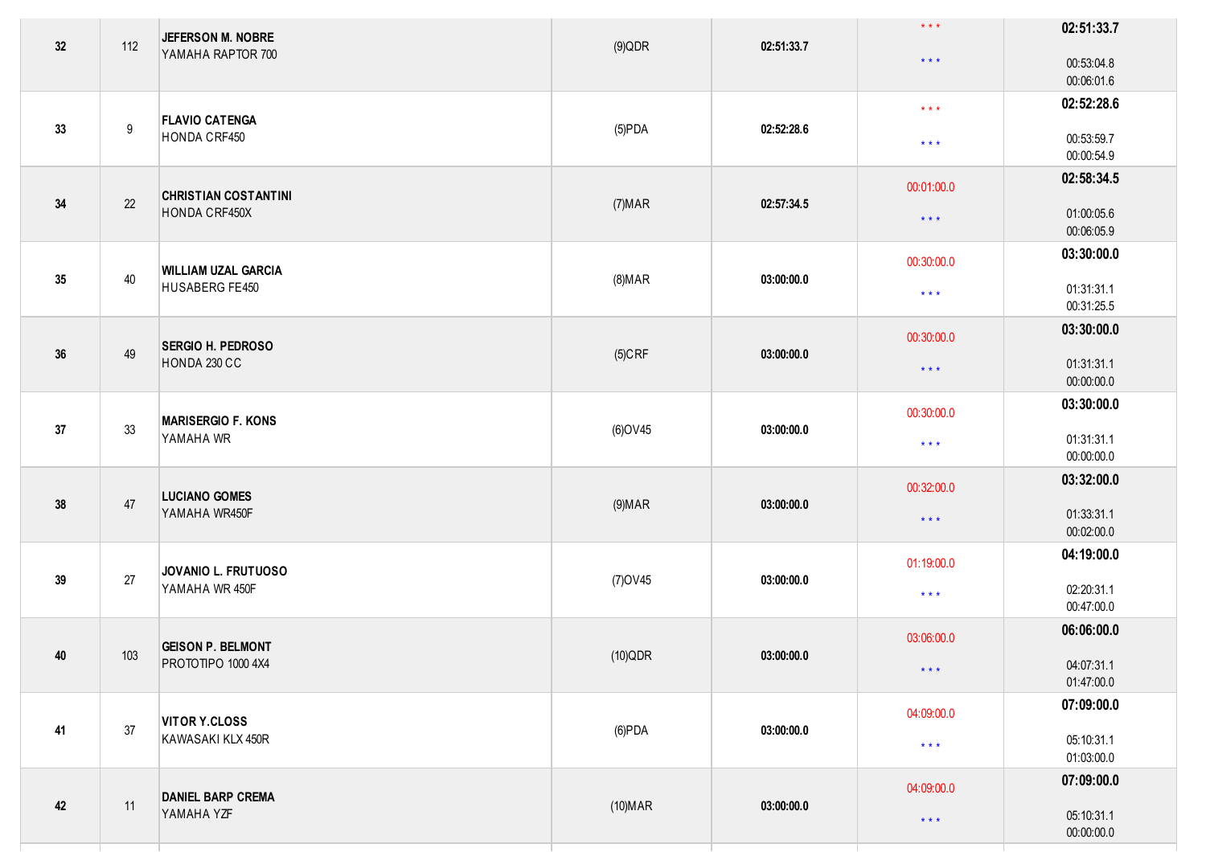| | | | | | | |
|---|---|---|---|---|---|---|
| 32 | 112 | **JEFERSON M. NOBRE** YAMAHA RAPTOR 700 | (9)QDR | **02:51:33.7** | * * * <br> * * * | **02:51:33.7** <br> 00:53:04.8 <br> 00:06:01.6 |
| 33 | 9 | **FLAVIO CATENGA** HONDA CRF450 | (5)PDA | **02:52:28.6** | * * * <br> * * * | **02:52:28.6** <br> 00:53:59.7 <br> 00:00:54.9 |
| 34 | 22 | **CHRISTIAN COSTANTINI** HONDA CRF450X | (7)MAR | **02:57:34.5** | 00:01:00.0 <br> * * * | **02:58:34.5** <br> 01:00:05.6 <br> 00:06:05.9 |
| 35 | 40 | **WILLIAM UZAL GARCIA** HUSABERG FE450 | (8)MAR | **03:00:00.0** | 00:30:00.0 <br> * * * | **03:30:00.0** <br> 01:31:31.1 <br> 00:31:25.5 |
| 36 | 49 | **SERGIO H. PEDROSO** HONDA 230 CC | (5)CRF | **03:00:00.0** | 00:30:00.0 <br> * * * | **03:30:00.0** <br> 01:31:31.1 <br> 00:00:00.0 |
| 37 | 33 | **MARISERGIO F. KONS** YAMAHA WR | (6)OV45 | **03:00:00.0** | 00:30:00.0 <br> * * * | **03:30:00.0** <br> 01:31:31.1 <br> 00:00:00.0 |
| 38 | 47 | **LUCIANO GOMES** YAMAHA WR450F | (9)MAR | **03:00:00.0** | 00:32:00.0 <br> * * * | **03:32:00.0** <br> 01:33:31.1 <br> 00:02:00.0 |
| 39 | 27 | **JOVANIO L. FRUTUOSO** YAMAHA WR 450F | (7)OV45 | **03:00:00.0** | 01:19:00.0 <br> * * * | **04:19:00.0** <br> 02:20:31.1 <br> 00:47:00.0 |
| 40 | 103 | **GEISON P. BELMONT** PROTOTIPO 1000 4X4 | (10)QDR | **03:00:00.0** | 03:06:00.0 <br> * * * | **06:06:00.0** <br> 04:07:31.1 <br> 01:47:00.0 |
| 41 | 37 | **VITOR Y.CLOSS** KAWASAKI KLX 450R | (6)PDA | **03:00:00.0** | 04:09:00.0 <br> * * * | **07:09:00.0** <br> 05:10:31.1 <br> 01:03:00.0 |
| 42 | 11 | **DANIEL BARP CREMA** YAMAHA YZF | (10)MAR | **03:00:00.0** | 04:09:00.0 <br> * * * | **07:09:00.0** <br> 05:10:31.1 <br> 00:00:00.0 |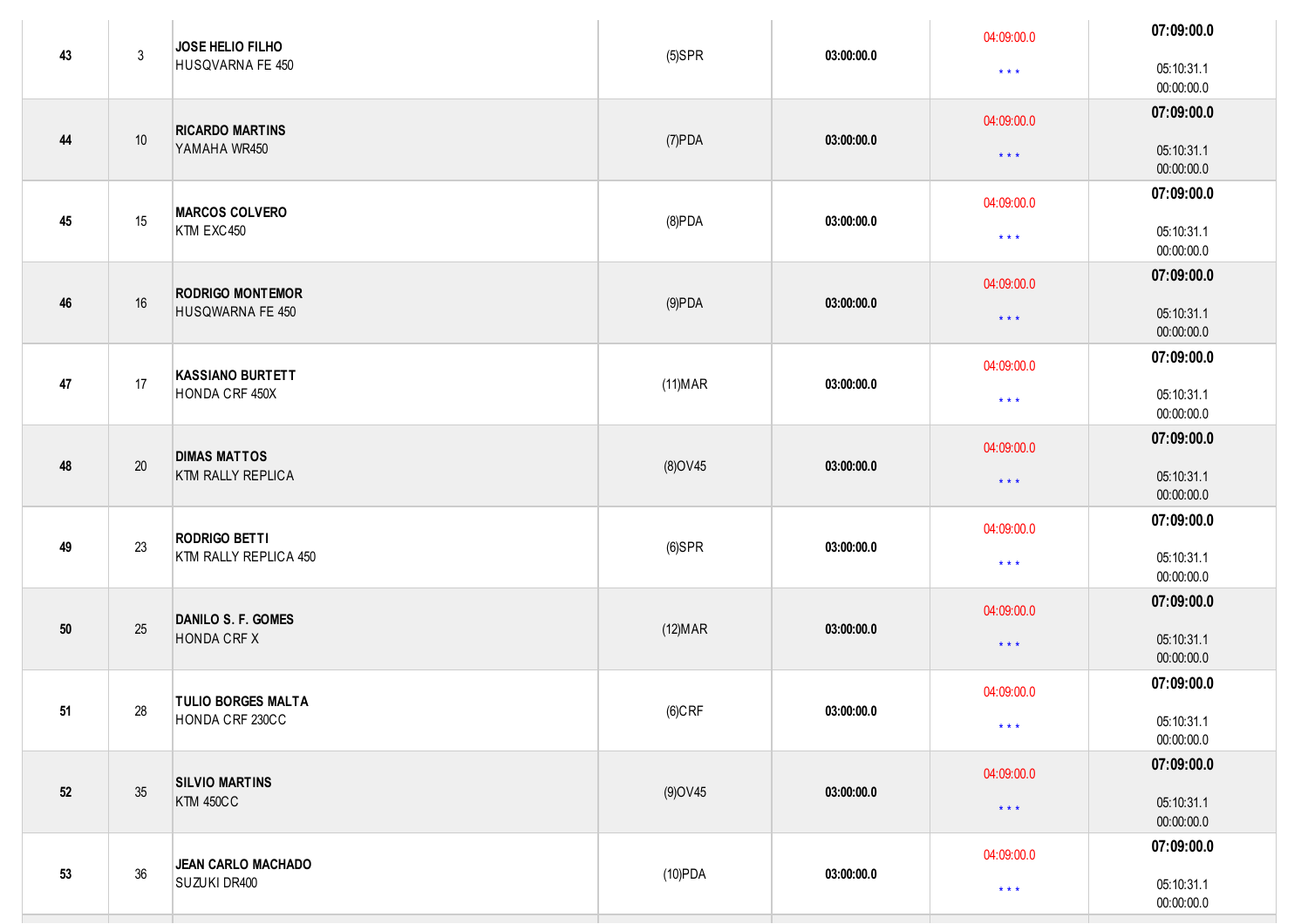| | | | | | | |
|---|---|---|---|---|---|---|
| 43 | 3 | **JOSE HELIO FILHO**<br>HUSQVARNA FE 450 | (5)SPR | **03:00:00.0** | 04:09:00.0<br>* * * | **07:09:00.0**<br>05:10:31.1<br>00:00:00.0 |
| 44 | 10 | **RICARDO MARTINS**<br>YAMAHA WR450 | (7)PDA | **03:00:00.0** | 04:09:00.0<br>* * * | **07:09:00.0**<br>05:10:31.1<br>00:00:00.0 |
| 45 | 15 | **MARCOS COLVERO**<br>KTM EXC450 | (8)PDA | **03:00:00.0** | 04:09:00.0<br>* * * | **07:09:00.0**<br>05:10:31.1<br>00:00:00.0 |
| 46 | 16 | **RODRIGO MONTEMOR**<br>HUSQWARNA FE 450 | (9)PDA | **03:00:00.0** | 04:09:00.0<br>* * * | **07:09:00.0**<br>05:10:31.1<br>00:00:00.0 |
| 47 | 17 | **KASSIANO BURTETT**<br>HONDA CRF 450X | (11)MAR | **03:00:00.0** | 04:09:00.0<br>* * * | **07:09:00.0**<br>05:10:31.1<br>00:00:00.0 |
| 48 | 20 | **DIMAS MATTOS**<br>KTM RALLY REPLICA | (8)OV45 | **03:00:00.0** | 04:09:00.0<br>* * * | **07:09:00.0**<br>05:10:31.1<br>00:00:00.0 |
| 49 | 23 | **RODRIGO BETTI**<br>KTM RALLY REPLICA 450 | (6)SPR | **03:00:00.0** | 04:09:00.0<br>* * * | **07:09:00.0**<br>05:10:31.1<br>00:00:00.0 |
| 50 | 25 | **DANILO S. F. GOMES**<br>HONDA CRF X | (12)MAR | **03:00:00.0** | 04:09:00.0<br>* * * | **07:09:00.0**<br>05:10:31.1<br>00:00:00.0 |
| 51 | 28 | **TULIO BORGES MALTA**<br>HONDA CRF 230CC | (6)CRF | **03:00:00.0** | 04:09:00.0<br>* * * | **07:09:00.0**<br>05:10:31.1<br>00:00:00.0 |
| 52 | 35 | **SILVIO MARTINS**<br>KTM 450CC | (9)OV45 | **03:00:00.0** | 04:09:00.0<br>* * * | **07:09:00.0**<br>05:10:31.1<br>00:00:00.0 |
| 53 | 36 | **JEAN CARLO MACHADO**<br>SUZUKI DR400 | (10)PDA | **03:00:00.0** | 04:09:00.0<br>* * * | **07:09:00.0**<br>05:10:31.1<br>00:00:00.0 |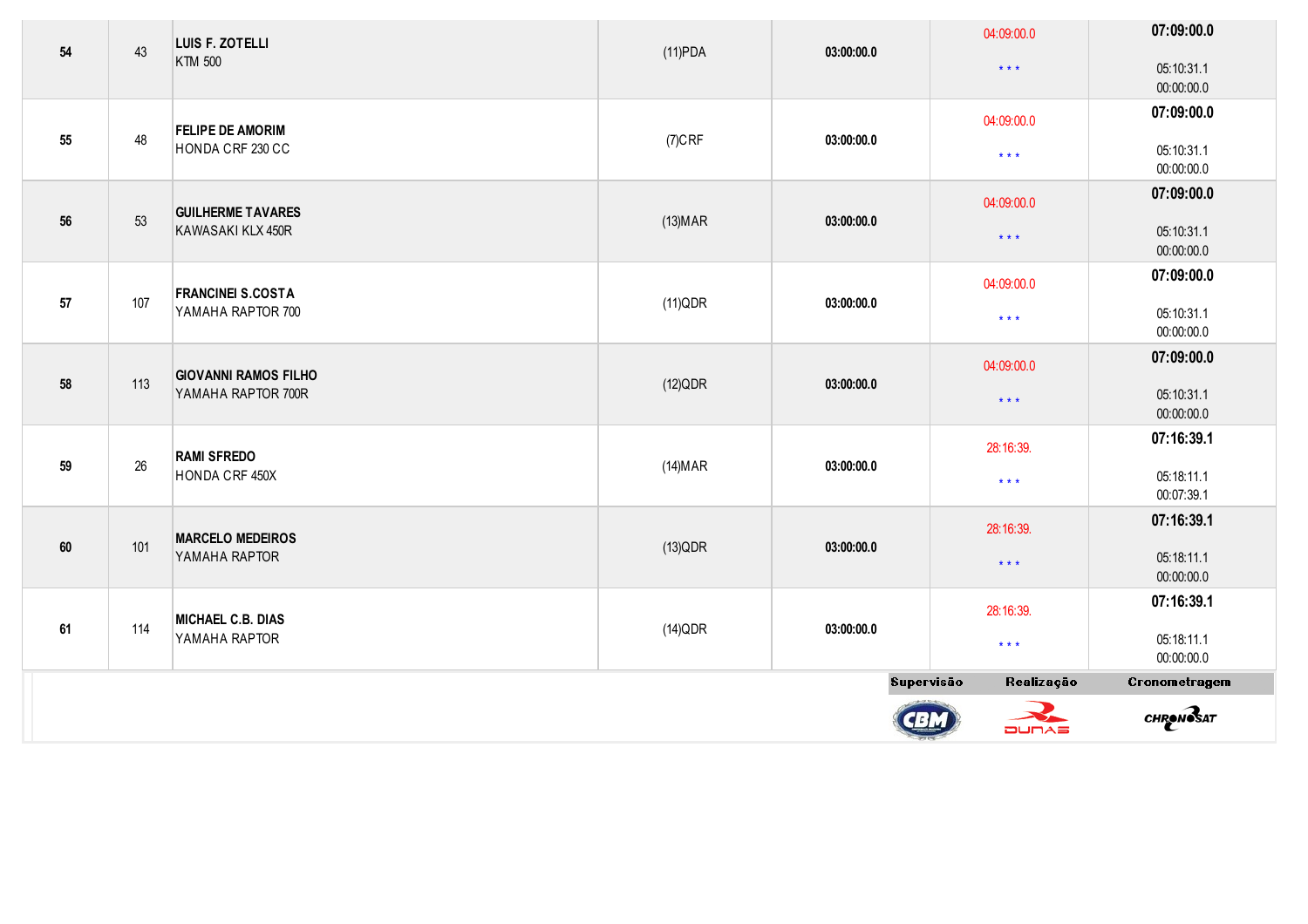| | | | | | | |
|---|---|---|---|---|---|---|
| 54 | 43 | **LUIS F. ZOTELLI**<br>KTM 500 | (11)PDA | 03:00:00.0 | 04:09:00.0<br>* * * | **07:09:00.0**<br>05:10:31.1<br>00:00:00.0 |
| 55 | 48 | **FELIPE DE AMORIM**<br>HONDA CRF 230 CC | (7)CRF | 03:00:00.0 | 04:09:00.0<br>* * * | **07:09:00.0**<br>05:10:31.1<br>00:00:00.0 |
| 56 | 53 | **GUILHERME TAVARES**<br>KAWASAKI KLX 450R | (13)MAR | 03:00:00.0 | 04:09:00.0<br>* * * | **07:09:00.0**<br>05:10:31.1<br>00:00:00.0 |
| 57 | 107 | **FRANCINEI S.COSTA**<br>YAMAHA RAPTOR 700 | (11)QDR | 03:00:00.0 | 04:09:00.0<br>* * * | **07:09:00.0**<br>05:10:31.1<br>00:00:00.0 |
| 58 | 113 | **GIOVANNI RAMOS FILHO**<br>YAMAHA RAPTOR 700R | (12)QDR | 03:00:00.0 | 04:09:00.0<br>* * * | **07:09:00.0**<br>05:10:31.1<br>00:00:00.0 |
| 59 | 26 | **RAMI SFREDO**<br>HONDA CRF 450X | (14)MAR | 03:00:00.0 | 28:16:39.<br>* * * | **07:16:39.1**<br>05:18:11.1<br>00:07:39.1 |
| 60 | 101 | **MARCELO MEDEIROS**<br>YAMAHA RAPTOR | (13)QDR | 03:00:00.0 | 28:16:39.<br>* * * | **07:16:39.1**<br>05:18:11.1<br>00:00:00.0 |
| 61 | 114 | **MICHAEL C.B. DIAS**<br>YAMAHA RAPTOR | (14)QDR | 03:00:00.0 | 28:16:39.<br>* * * | **07:16:39.1**<br>05:18:11.1<br>00:00:00.0 |

| Supervisão | Realização | Cronometragem |
|---|---|---|
| CBM | DUNAS | CHRONOSAT |